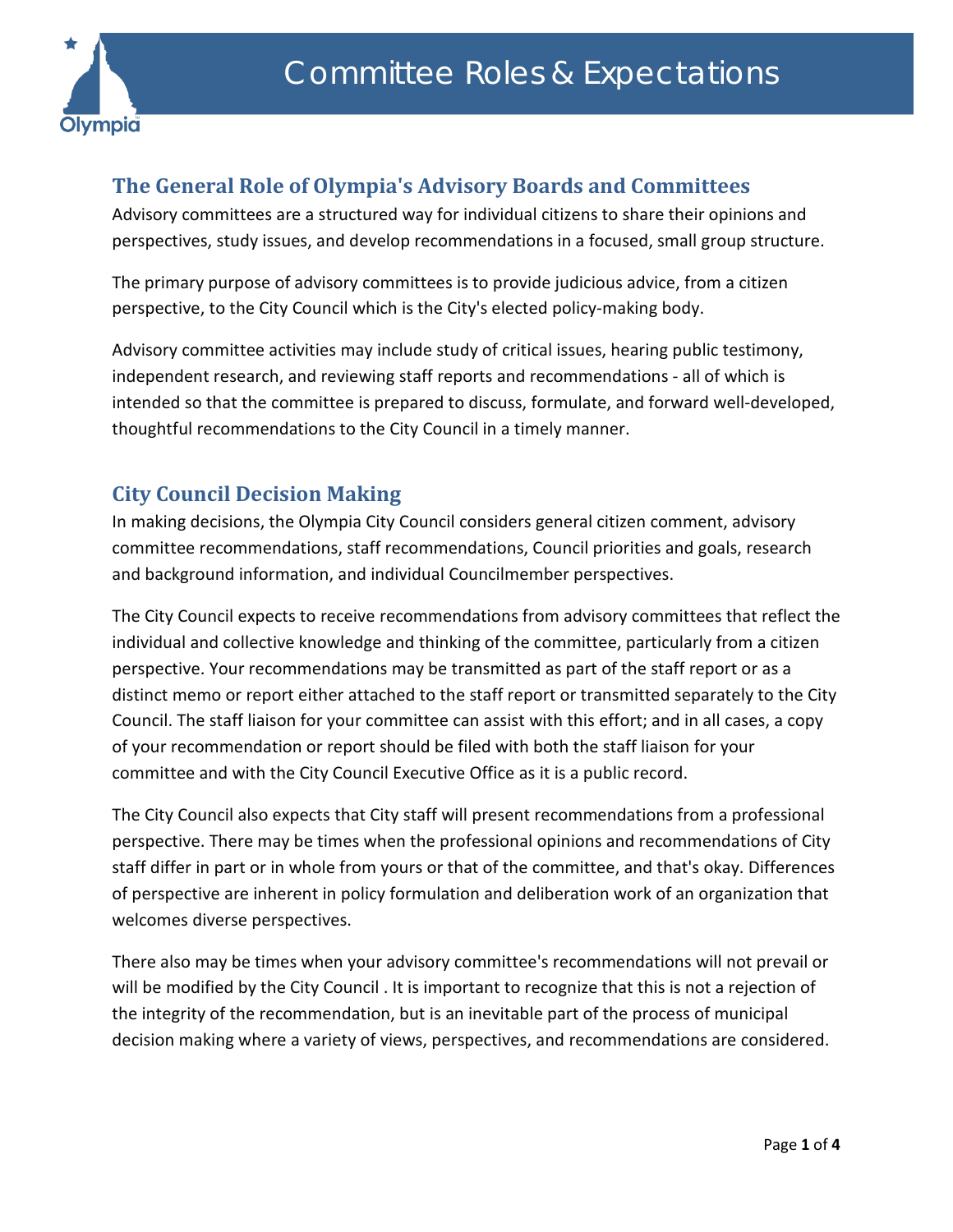# Committee Roles & Expectations

## The General Role of Olympia's Advisory Boards and Committees

Advisory committees are a structured way for individual citizens to share their opinions and perspectives, study issues, and develop recommendations in a focused, small group structure.

The primary purpose of advisory committees is to provide judicious advice, from a citizen perspective, to the City Council which is the City's elected policy-making body.

Advisory committee activities may include study of critical issues, hearing public testimony, independent research, and reviewing staff reports and recommendations - all of which is intended so that the committee is prepared to discuss, formulate, and forward well-developed, thoughtful recommendations to the City Council in a timely manner.

## City Council Decision Making

In making decisions, the Olympia City Council considers general citizen comment, advisory committee recommendations, staff recommendations, Council priorities and goals, research and background information, and individual Councilmember perspectives.

The City Council expects to receive recommendations from advisory committees that reflect the individual and collective knowledge and thinking of the committee, particularly from a citizen perspective. Your recommendations may be transmitted as part of the staff report or as a distinct memo or report either attached to the staff report or transmitted separately to the City Council. The staff liaison for your committee can assist with this effort; and in all cases, a copy of your recommendation or report should be filed with both the staff liaison for your committee and with the City Council Executive Office as it is a public record.

The City Council also expects that City staff will present recommendations from a professional perspective. There may be times when the professional opinions and recommendations of City staff differ in part or in whole from yours or that of the committee, and that's okay. Differences of perspective are inherent in policy formulation and deliberation work of an organization that welcomes diverse perspectives.

There also may be times when your advisory committee's recommendations will not prevail or will be modified by the City Council . It is important to recognize that this is not a rejection of the integrity of the recommendation, but is an inevitable part of the process of municipal decision making where a variety of views, perspectives, and recommendations are considered.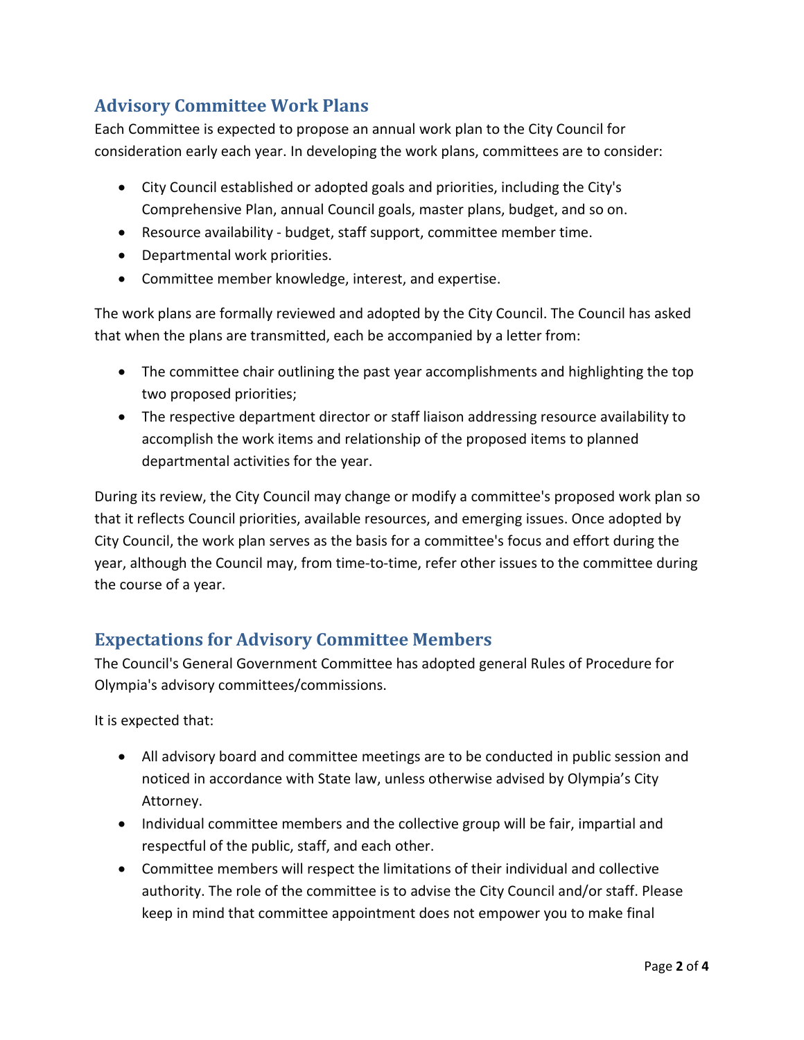## Advisory Committee Work Plans

Each Committee is expected to propose an annual work plan to the City Council for consideration early each year. In developing the work plans, committees are to consider:

- City Council established or adopted goals and priorities, including the City's Comprehensive Plan, annual Council goals, master plans, budget, and so on.
- Resource availability - budget, staff support, committee member time.
- Departmental work priorities.
- Committee member knowledge, interest, and expertise.

The work plans are formally reviewed and adopted by the City Council. The Council has asked that when the plans are transmitted, each be accompanied by a letter from:

- The committee chair outlining the past year accomplishments and highlighting the top two proposed priorities;
- The respective department director or staff liaison addressing resource availability to accomplish the work items and relationship of the proposed items to planned departmental activities for the year.

During its review, the City Council may change or modify a committee's proposed work plan so that it reflects Council priorities, available resources, and emerging issues. Once adopted by City Council, the work plan serves as the basis for a committee's focus and effort during the year, although the Council may, from time-to-time, refer other issues to the committee during the course of a year.

## Expectations for Advisory Committee Members

The Council's General Government Committee has adopted general Rules of Procedure for Olympia's advisory committees/commissions.

It is expected that:

- All advisory board and committee meetings are to be conducted in public session and noticed in accordance with State law, unless otherwise advised by Olympia's City Attorney.
- Individual committee members and the collective group will be fair, impartial and respectful of the public, staff, and each other.
- Committee members will respect the limitations of their individual and collective authority. The role of the committee is to advise the City Council and/or staff. Please keep in mind that committee appointment does not empower you to make final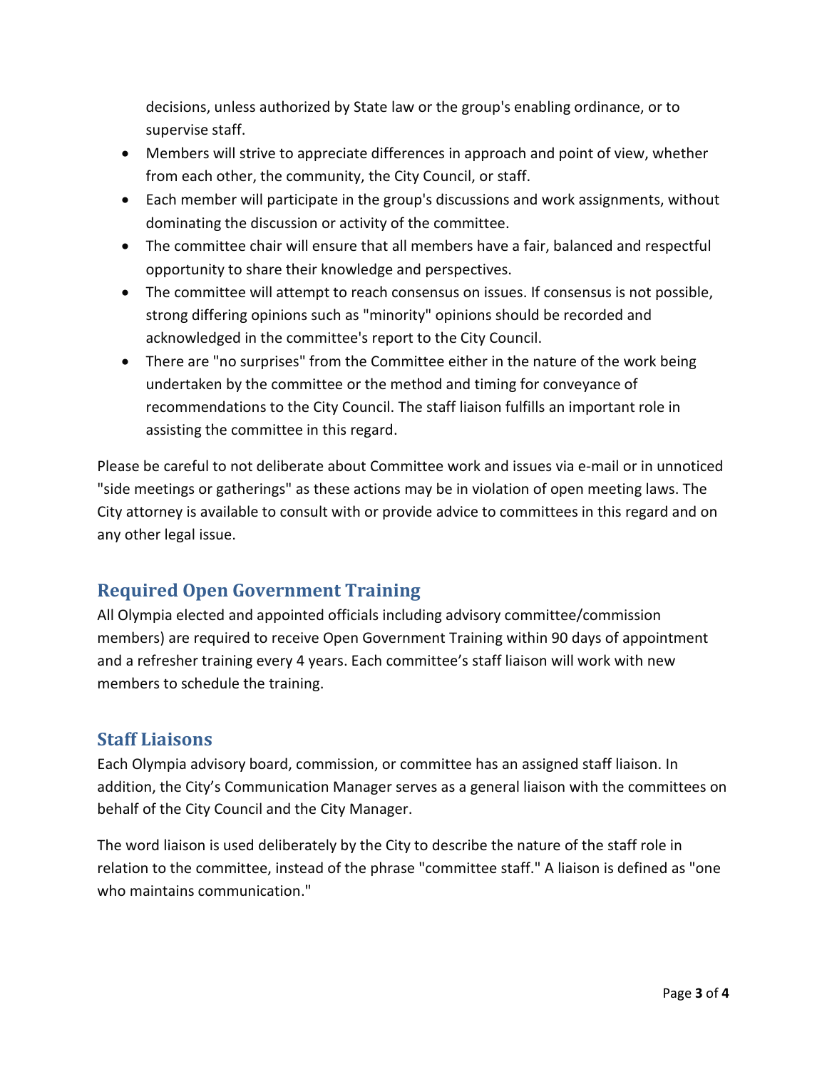decisions, unless authorized by State law or the group's enabling ordinance, or to supervise staff.

- Members will strive to appreciate differences in approach and point of view, whether from each other, the community, the City Council, or staff.
- Each member will participate in the group's discussions and work assignments, without dominating the discussion or activity of the committee.
- The committee chair will ensure that all members have a fair, balanced and respectful opportunity to share their knowledge and perspectives.
- The committee will attempt to reach consensus on issues. If consensus is not possible, strong differing opinions such as "minority" opinions should be recorded and acknowledged in the committee's report to the City Council.
- There are "no surprises" from the Committee either in the nature of the work being undertaken by the committee or the method and timing for conveyance of recommendations to the City Council. The staff liaison fulfills an important role in assisting the committee in this regard.

Please be careful to not deliberate about Committee work and issues via e-mail or in unnoticed "side meetings or gatherings" as these actions may be in violation of open meeting laws. The City attorney is available to consult with or provide advice to committees in this regard and on any other legal issue.

## Required Open Government Training

All Olympia elected and appointed officials including advisory committee/commission members) are required to receive Open Government Training within 90 days of appointment and a refresher training every 4 years. Each committee's staff liaison will work with new members to schedule the training.

## Staff Liaisons

Each Olympia advisory board, commission, or committee has an assigned staff liaison. In addition, the City's Communication Manager serves as a general liaison with the committees on behalf of the City Council and the City Manager.

The word liaison is used deliberately by the City to describe the nature of the staff role in relation to the committee, instead of the phrase "committee staff." A liaison is defined as "one who maintains communication."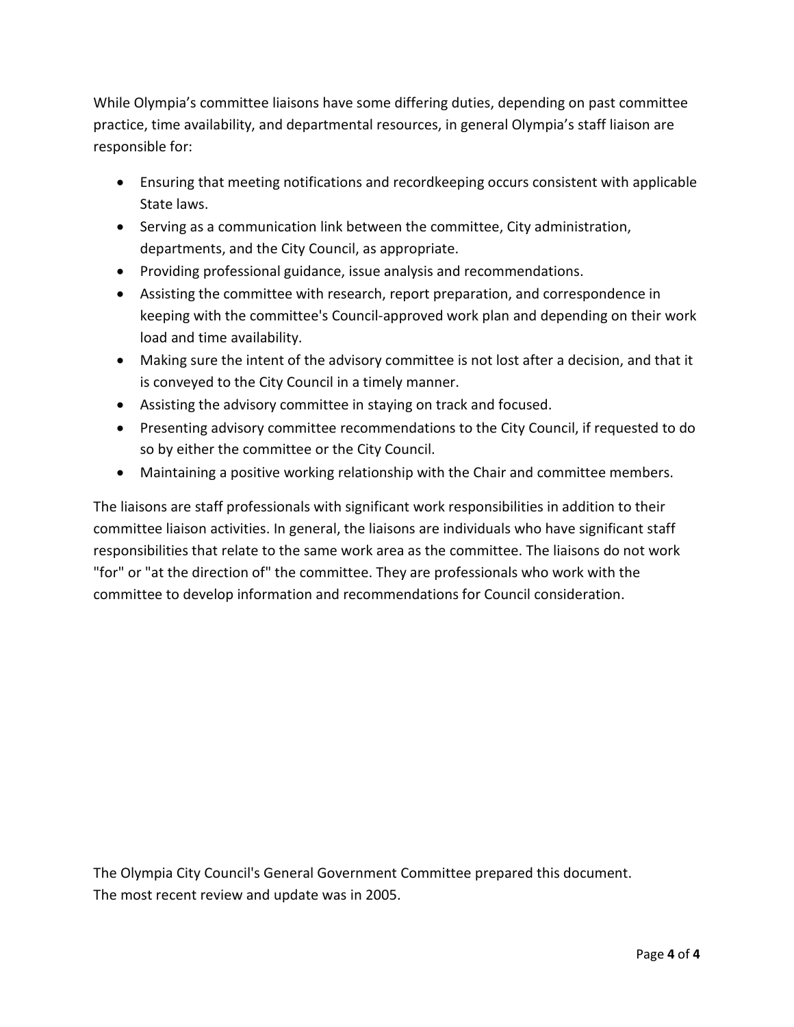While Olympia's committee liaisons have some differing duties, depending on past committee practice, time availability, and departmental resources, in general Olympia's staff liaison are responsible for:

- Ensuring that meeting notifications and recordkeeping occurs consistent with applicable State laws.
- Serving as a communication link between the committee, City administration, departments, and the City Council, as appropriate.
- Providing professional guidance, issue analysis and recommendations.
- Assisting the committee with research, report preparation, and correspondence in keeping with the committee's Council-approved work plan and depending on their work load and time availability.
- Making sure the intent of the advisory committee is not lost after a decision, and that it is conveyed to the City Council in a timely manner.
- Assisting the advisory committee in staying on track and focused.
- Presenting advisory committee recommendations to the City Council, if requested to do so by either the committee or the City Council.
- Maintaining a positive working relationship with the Chair and committee members.

The liaisons are staff professionals with significant work responsibilities in addition to their committee liaison activities. In general, the liaisons are individuals who have significant staff responsibilities that relate to the same work area as the committee. The liaisons do not work "for" or "at the direction of" the committee. They are professionals who work with the committee to develop information and recommendations for Council consideration.

The Olympia City Council's General Government Committee prepared this document.
The most recent review and update was in 2005.